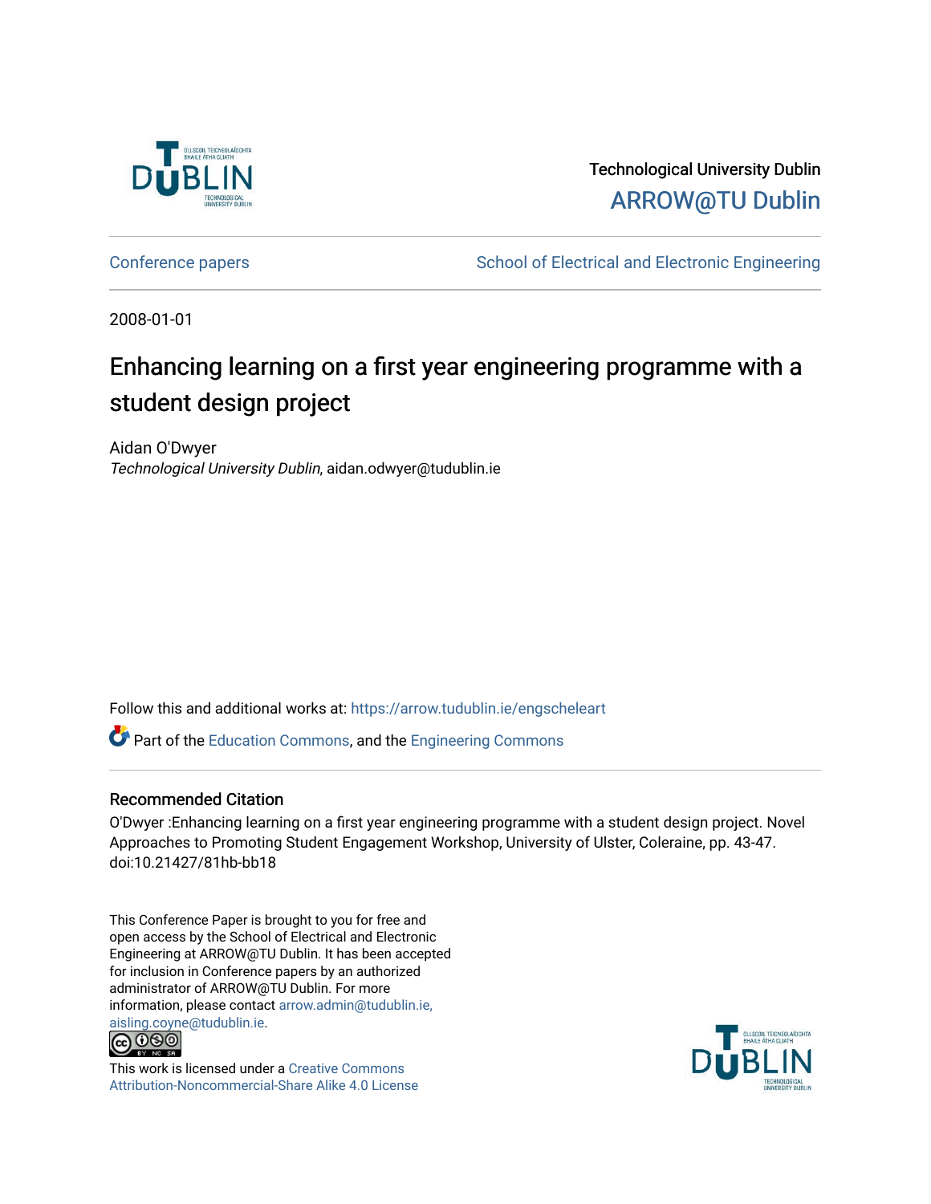Technological University Dublin
ARROW@TU Dublin

Conference papers | School of Electrical and Electronic Engineering

2008-01-01

# Enhancing learning on a first year engineering programme with a student design project

Aidan O'Dwyer
*Technological University Dublin*, aidan.odwyer@tudublin.ie

Follow this and additional works at: https://arrow.tudublin.ie/engscheleart

Part of the Education Commons, and the Engineering Commons

## Recommended Citation

O'Dwyer :Enhancing learning on a first year engineering programme with a student design project. Novel Approaches to Promoting Student Engagement Workshop, University of Ulster, Coleraine, pp. 43-47. doi:10.21427/81hb-bb18

This Conference Paper is brought to you for free and open access by the School of Electrical and Electronic Engineering at ARROW@TU Dublin. It has been accepted for inclusion in Conference papers by an authorized administrator of ARROW@TU Dublin. For more information, please contact arrow.admin@tudublin.ie, aisling.coyne@tudublin.ie.

This work is licensed under a Creative Commons Attribution-Noncommercial-Share Alike 4.0 License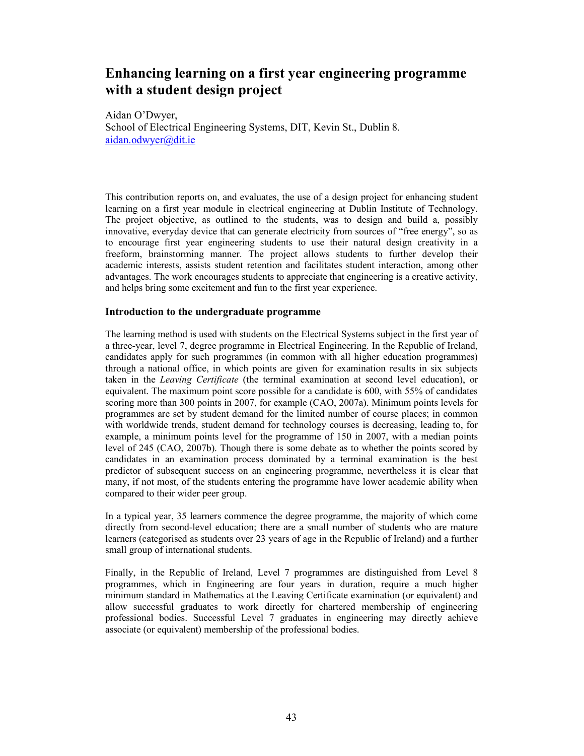# Enhancing learning on a first year engineering programme with a student design project

Aidan O'Dwyer,
School of Electrical Engineering Systems, DIT, Kevin St., Dublin 8.
aidan.odwyer@dit.ie

This contribution reports on, and evaluates, the use of a design project for enhancing student learning on a first year module in electrical engineering at Dublin Institute of Technology. The project objective, as outlined to the students, was to design and build a, possibly innovative, everyday device that can generate electricity from sources of "free energy", so as to encourage first year engineering students to use their natural design creativity in a freeform, brainstorming manner. The project allows students to further develop their academic interests, assists student retention and facilitates student interaction, among other advantages. The work encourages students to appreciate that engineering is a creative activity, and helps bring some excitement and fun to the first year experience.

## Introduction to the undergraduate programme

The learning method is used with students on the Electrical Systems subject in the first year of a three-year, level 7, degree programme in Electrical Engineering. In the Republic of Ireland, candidates apply for such programmes (in common with all higher education programmes) through a national office, in which points are given for examination results in six subjects taken in the *Leaving Certificate* (the terminal examination at second level education), or equivalent. The maximum point score possible for a candidate is 600, with 55% of candidates scoring more than 300 points in 2007, for example (CAO, 2007a). Minimum points levels for programmes are set by student demand for the limited number of course places; in common with worldwide trends, student demand for technology courses is decreasing, leading to, for example, a minimum points level for the programme of 150 in 2007, with a median points level of 245 (CAO, 2007b). Though there is some debate as to whether the points scored by candidates in an examination process dominated by a terminal examination is the best predictor of subsequent success on an engineering programme, nevertheless it is clear that many, if not most, of the students entering the programme have lower academic ability when compared to their wider peer group.

In a typical year, 35 learners commence the degree programme, the majority of which come directly from second-level education; there are a small number of students who are mature learners (categorised as students over 23 years of age in the Republic of Ireland) and a further small group of international students.

Finally, in the Republic of Ireland, Level 7 programmes are distinguished from Level 8 programmes, which in Engineering are four years in duration, require a much higher minimum standard in Mathematics at the Leaving Certificate examination (or equivalent) and allow successful graduates to work directly for chartered membership of engineering professional bodies. Successful Level 7 graduates in engineering may directly achieve associate (or equivalent) membership of the professional bodies.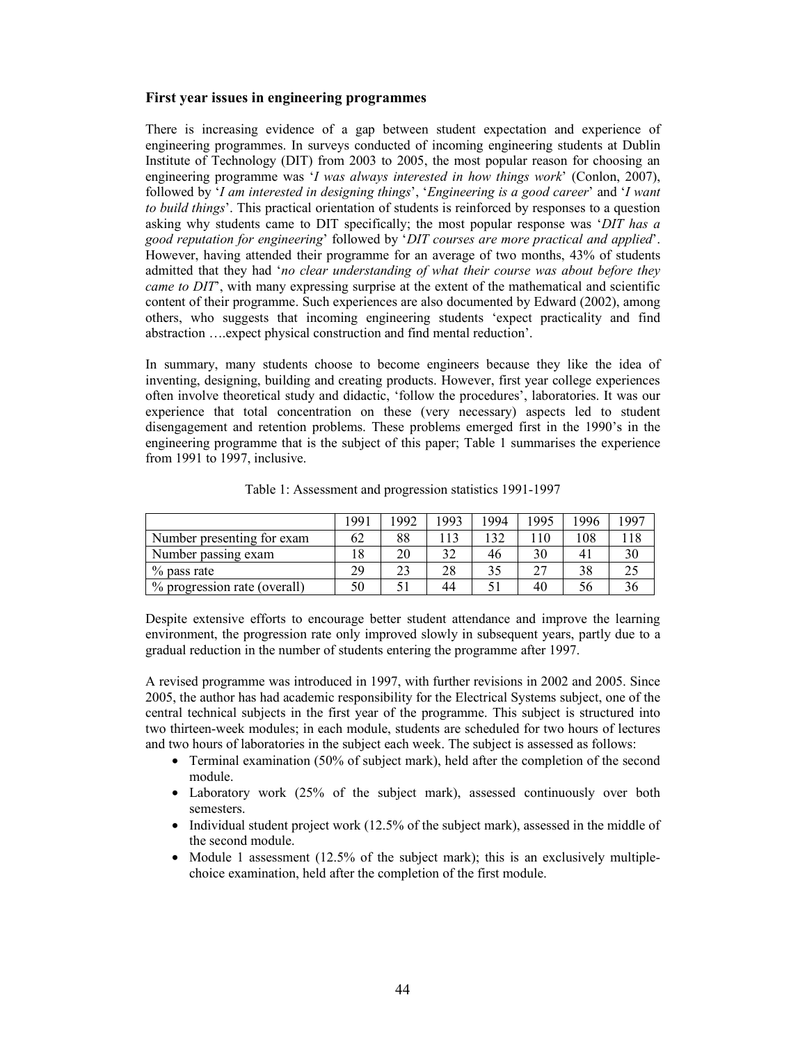### First year issues in engineering programmes

There is increasing evidence of a gap between student expectation and experience of engineering programmes. In surveys conducted of incoming engineering students at Dublin Institute of Technology (DIT) from 2003 to 2005, the most popular reason for choosing an engineering programme was '*I was always interested in how things work*' (Conlon, 2007), followed by '*I am interested in designing things*', '*Engineering is a good career*' and '*I want to build things*'. This practical orientation of students is reinforced by responses to a question asking why students came to DIT specifically; the most popular response was '*DIT has a good reputation for engineering*' followed by '*DIT courses are more practical and applied*'. However, having attended their programme for an average of two months, 43% of students admitted that they had '*no clear understanding of what their course was about before they came to DIT*', with many expressing surprise at the extent of the mathematical and scientific content of their programme. Such experiences are also documented by Edward (2002), among others, who suggests that incoming engineering students 'expect practicality and find abstraction ….expect physical construction and find mental reduction'.

In summary, many students choose to become engineers because they like the idea of inventing, designing, building and creating products. However, first year college experiences often involve theoretical study and didactic, 'follow the procedures', laboratories. It was our experience that total concentration on these (very necessary) aspects led to student disengagement and retention problems. These problems emerged first in the 1990's in the engineering programme that is the subject of this paper; Table 1 summarises the experience from 1991 to 1997, inclusive.

Table 1: Assessment and progression statistics 1991-1997

| | 1991 | 1992 | 1993 | 1994 | 1995 | 1996 | 1997 |
|---|---|---|---|---|---|---|---|
| Number presenting for exam | 62 | 88 | 113 | 132 | 110 | 108 | 118 |
| Number passing exam | 18 | 20 | 32 | 46 | 30 | 41 | 30 |
| % pass rate | 29 | 23 | 28 | 35 | 27 | 38 | 25 |
| % progression rate (overall) | 50 | 51 | 44 | 51 | 40 | 56 | 36 |

Despite extensive efforts to encourage better student attendance and improve the learning environment, the progression rate only improved slowly in subsequent years, partly due to a gradual reduction in the number of students entering the programme after 1997.

A revised programme was introduced in 1997, with further revisions in 2002 and 2005. Since 2005, the author has had academic responsibility for the Electrical Systems subject, one of the central technical subjects in the first year of the programme. This subject is structured into two thirteen-week modules; in each module, students are scheduled for two hours of lectures and two hours of laboratories in the subject each week. The subject is assessed as follows:

- Terminal examination (50% of subject mark), held after the completion of the second module.
- Laboratory work (25% of the subject mark), assessed continuously over both semesters.
- Individual student project work (12.5% of the subject mark), assessed in the middle of the second module.
- Module 1 assessment (12.5% of the subject mark); this is an exclusively multiple-choice examination, held after the completion of the first module.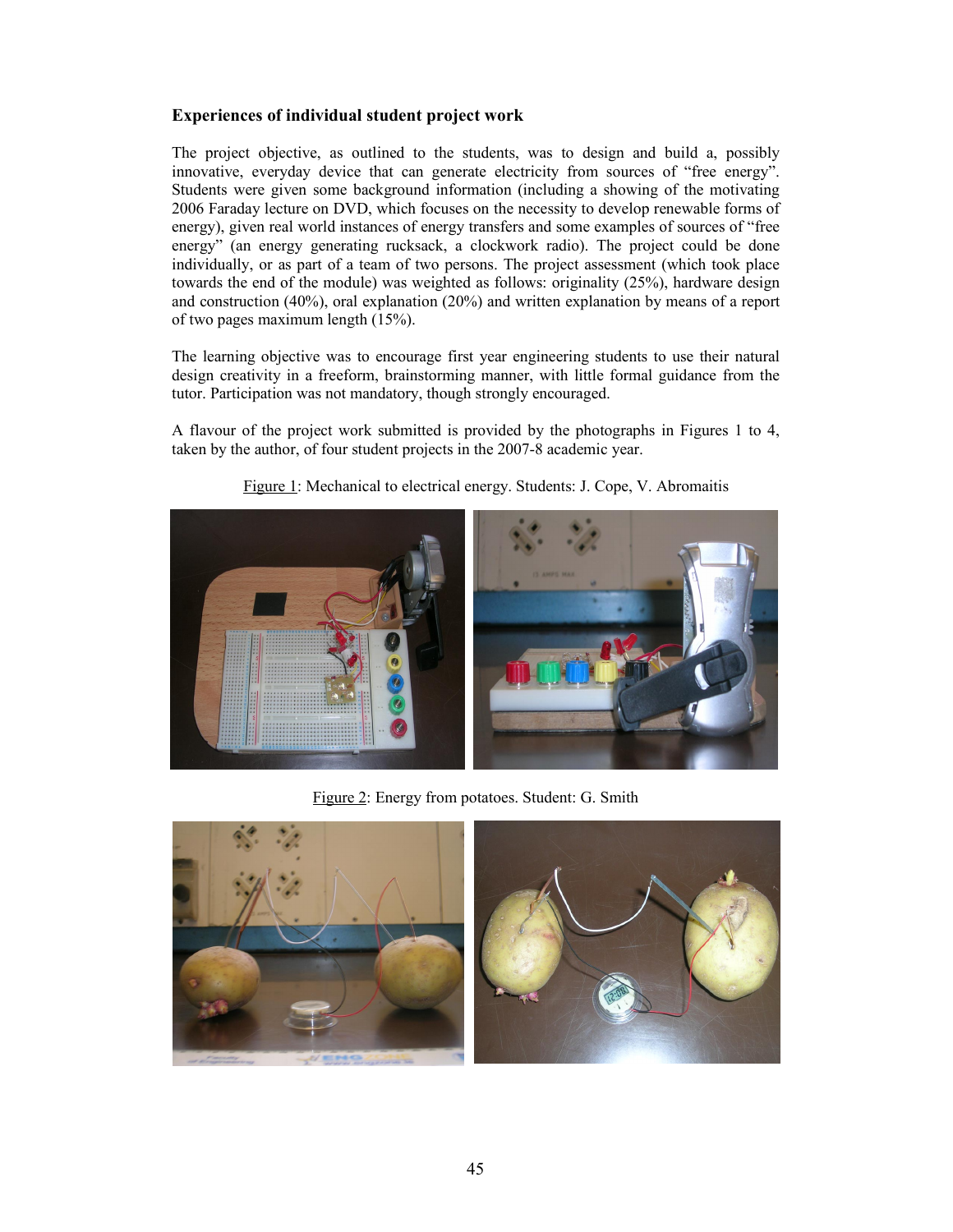### Experiences of individual student project work

The project objective, as outlined to the students, was to design and build a, possibly innovative, everyday device that can generate electricity from sources of "free energy". Students were given some background information (including a showing of the motivating 2006 Faraday lecture on DVD, which focuses on the necessity to develop renewable forms of energy), given real world instances of energy transfers and some examples of sources of "free energy" (an energy generating rucksack, a clockwork radio). The project could be done individually, or as part of a team of two persons. The project assessment (which took place towards the end of the module) was weighted as follows: originality (25%), hardware design and construction (40%), oral explanation (20%) and written explanation by means of a report of two pages maximum length (15%).

The learning objective was to encourage first year engineering students to use their natural design creativity in a freeform, brainstorming manner, with little formal guidance from the tutor. Participation was not mandatory, though strongly encouraged.

A flavour of the project work submitted is provided by the photographs in Figures 1 to 4, taken by the author, of four student projects in the 2007-8 academic year.

Figure 1: Mechanical to electrical energy. Students: J. Cope, V. Abromaitis

Figure 2: Energy from potatoes. Student: G. Smith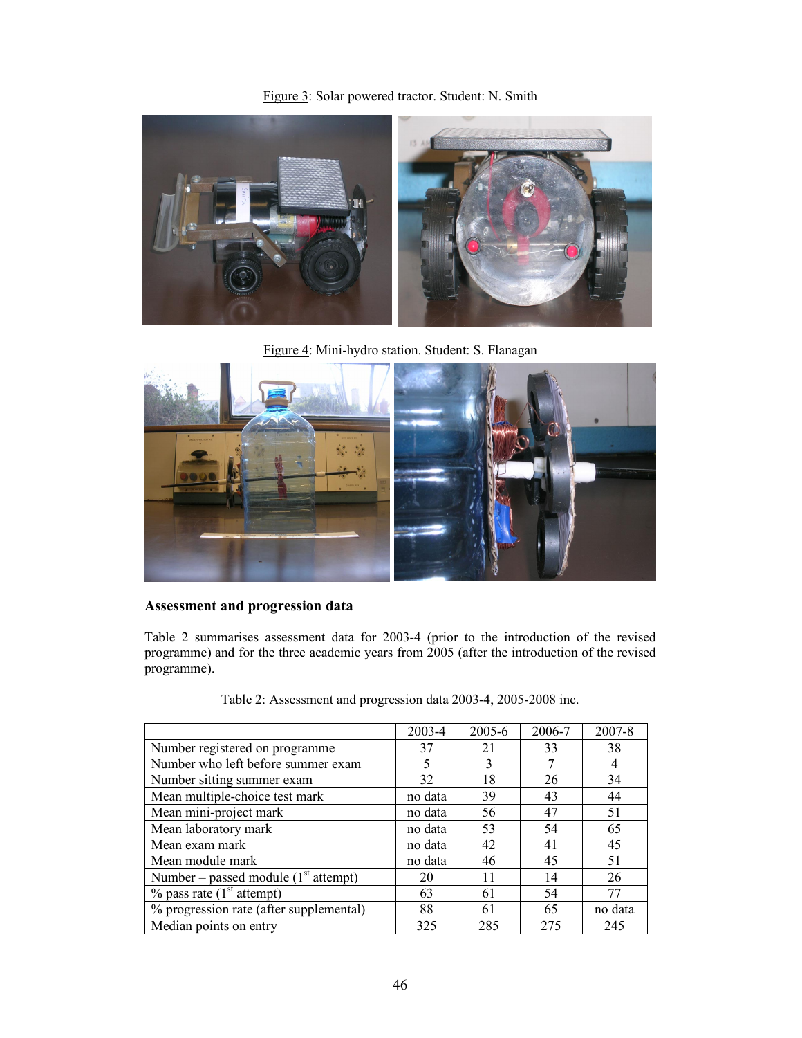Figure 3: Solar powered tractor. Student: N. Smith

Figure 4: Mini-hydro station. Student: S. Flanagan

### Assessment and progression data

Table 2 summarises assessment data for 2003-4 (prior to the introduction of the revised programme) and for the three academic years from 2005 (after the introduction of the revised programme).

Table 2: Assessment and progression data 2003-4, 2005-2008 inc.

| | 2003-4 | 2005-6 | 2006-7 | 2007-8 |
|---|---|---|---|---|
| Number registered on programme | 37 | 21 | 33 | 38 |
| Number who left before summer exam | 5 | 3 | 7 | 4 |
| Number sitting summer exam | 32 | 18 | 26 | 34 |
| Mean multiple-choice test mark | no data | 39 | 43 | 44 |
| Mean mini-project mark | no data | 56 | 47 | 51 |
| Mean laboratory mark | no data | 53 | 54 | 65 |
| Mean exam mark | no data | 42 | 41 | 45 |
| Mean module mark | no data | 46 | 45 | 51 |
| Number – passed module (1st attempt) | 20 | 11 | 14 | 26 |
| % pass rate (1st attempt) | 63 | 61 | 54 | 77 |
| % progression rate (after supplemental) | 88 | 61 | 65 | no data |
| Median points on entry | 325 | 285 | 275 | 245 |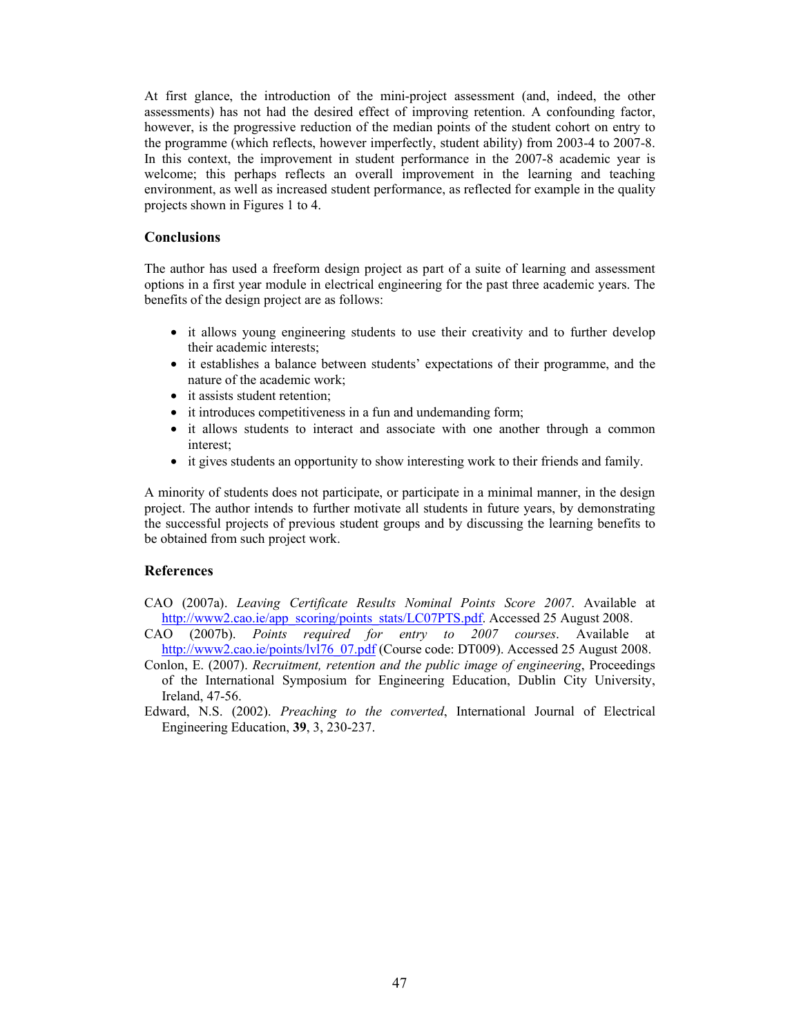At first glance, the introduction of the mini-project assessment (and, indeed, the other assessments) has not had the desired effect of improving retention. A confounding factor, however, is the progressive reduction of the median points of the student cohort on entry to the programme (which reflects, however imperfectly, student ability) from 2003-4 to 2007-8. In this context, the improvement in student performance in the 2007-8 academic year is welcome; this perhaps reflects an overall improvement in the learning and teaching environment, as well as increased student performance, as reflected for example in the quality projects shown in Figures 1 to 4.

## Conclusions

The author has used a freeform design project as part of a suite of learning and assessment options in a first year module in electrical engineering for the past three academic years. The benefits of the design project are as follows:

- it allows young engineering students to use their creativity and to further develop their academic interests;
- it establishes a balance between students' expectations of their programme, and the nature of the academic work;
- it assists student retention;
- it introduces competitiveness in a fun and undemanding form;
- it allows students to interact and associate with one another through a common interest;
- it gives students an opportunity to show interesting work to their friends and family.

A minority of students does not participate, or participate in a minimal manner, in the design project. The author intends to further motivate all students in future years, by demonstrating the successful projects of previous student groups and by discussing the learning benefits to be obtained from such project work.

## References

CAO (2007a). *Leaving Certificate Results Nominal Points Score 2007*. Available at http://www2.cao.ie/app_scoring/points_stats/LC07PTS.pdf. Accessed 25 August 2008.

CAO (2007b). *Points required for entry to 2007 courses*. Available at http://www2.cao.ie/points/lvl76_07.pdf (Course code: DT009). Accessed 25 August 2008.

Conlon, E. (2007). *Recruitment, retention and the public image of engineering*, Proceedings of the International Symposium for Engineering Education, Dublin City University, Ireland, 47-56.

Edward, N.S. (2002). *Preaching to the converted*, International Journal of Electrical Engineering Education, **39**, 3, 230-237.